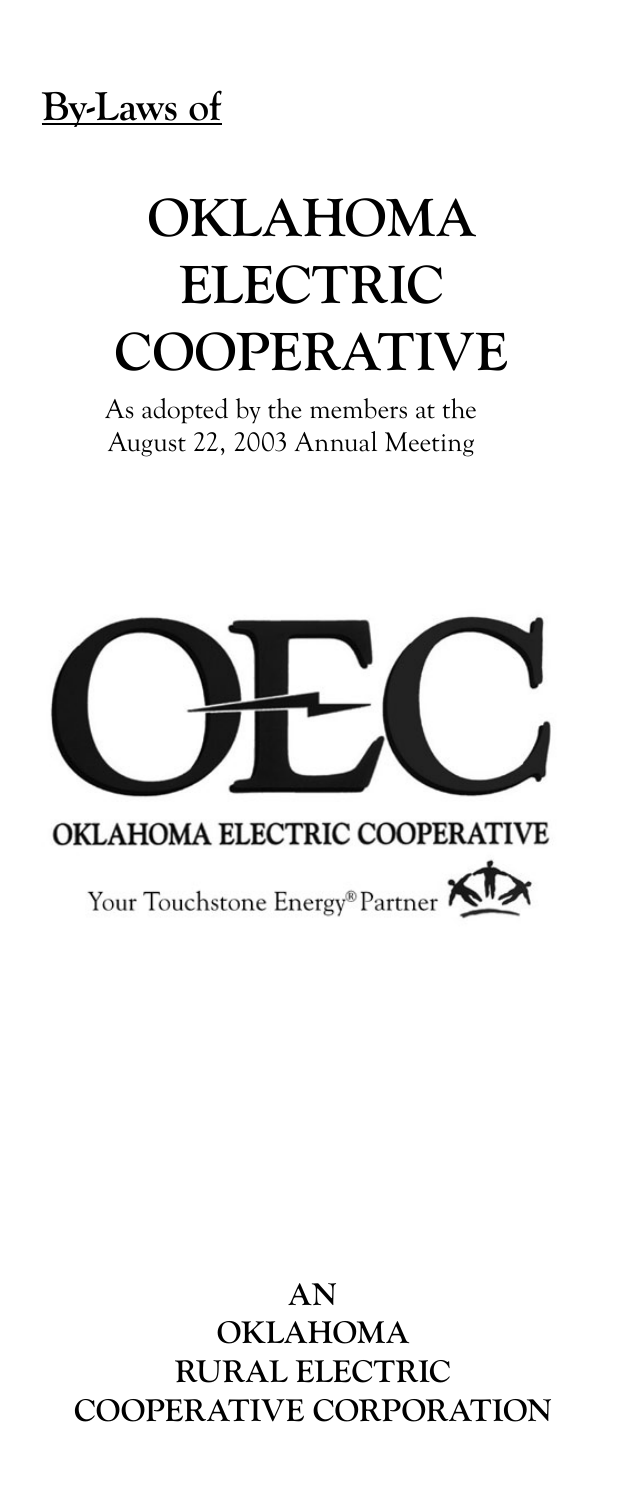**By-Laws of**

# OKLAHOMA ELECTRIC COOPERATIVE

As adopted by the members at the August 22, 2003 Annual Meeting

OEC

OKLAHOMA ELECTRIC COOPERATIVE

Your Touchstone Energy® Partner

## AN OKLAHOMA RURAL ELECTRIC COOPERATIVE CORPORATION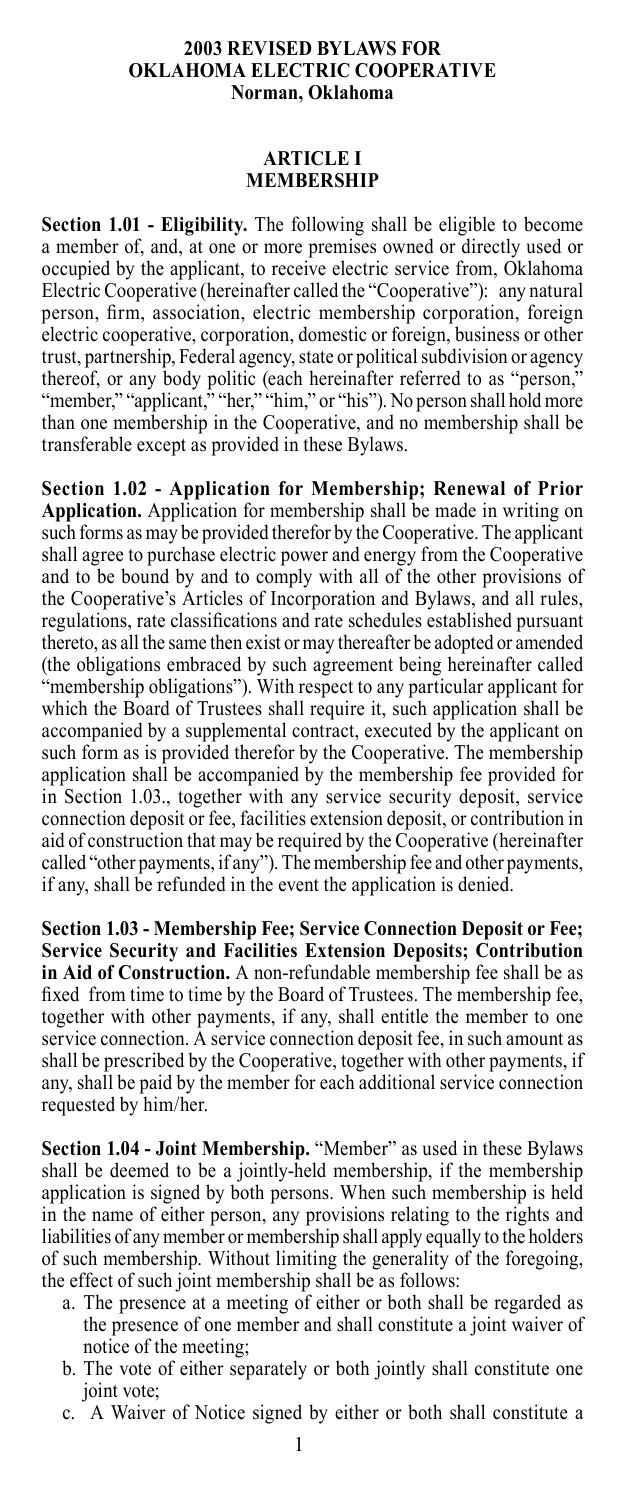# 2003 REVISED BYLAWS FOR OKLAHOMA ELECTRIC COOPERATIVE
### Norman, Oklahoma

## ARTICLE I
## MEMBERSHIP

**Section 1.01 - Eligibility.** The following shall be eligible to become a member of, and, at one or more premises owned or directly used or occupied by the applicant, to receive electric service from, Oklahoma Electric Cooperative (hereinafter called the "Cooperative"): any natural person, firm, association, electric membership corporation, foreign electric cooperative, corporation, domestic or foreign, business or other trust, partnership, Federal agency, state or political subdivision or agency thereof, or any body politic (each hereinafter referred to as "person," "member," "applicant," "her," "him," or "his"). No person shall hold more than one membership in the Cooperative, and no membership shall be transferable except as provided in these Bylaws.

**Section 1.02 - Application for Membership; Renewal of Prior Application.** Application for membership shall be made in writing on such forms as may be provided therefor by the Cooperative. The applicant shall agree to purchase electric power and energy from the Cooperative and to be bound by and to comply with all of the other provisions of the Cooperative's Articles of Incorporation and Bylaws, and all rules, regulations, rate classifications and rate schedules established pursuant thereto, as all the same then exist or may thereafter be adopted or amended (the obligations embraced by such agreement being hereinafter called "membership obligations"). With respect to any particular applicant for which the Board of Trustees shall require it, such application shall be accompanied by a supplemental contract, executed by the applicant on such form as is provided therefor by the Cooperative. The membership application shall be accompanied by the membership fee provided for in Section 1.03., together with any service security deposit, service connection deposit or fee, facilities extension deposit, or contribution in aid of construction that may be required by the Cooperative (hereinafter called "other payments, if any"). The membership fee and other payments, if any, shall be refunded in the event the application is denied.

**Section 1.03 - Membership Fee; Service Connection Deposit or Fee; Service Security and Facilities Extension Deposits; Contribution in Aid of Construction.** A non-refundable membership fee shall be as fixed from time to time by the Board of Trustees. The membership fee, together with other payments, if any, shall entitle the member to one service connection. A service connection deposit fee, in such amount as shall be prescribed by the Cooperative, together with other payments, if any, shall be paid by the member for each additional service connection requested by him/her.

**Section 1.04 - Joint Membership.** "Member" as used in these Bylaws shall be deemed to be a jointly-held membership, if the membership application is signed by both persons. When such membership is held in the name of either person, any provisions relating to the rights and liabilities of any member or membership shall apply equally to the holders of such membership. Without limiting the generality of the foregoing, the effect of such joint membership shall be as follows:

a. The presence at a meeting of either or both shall be regarded as the presence of one member and shall constitute a joint waiver of notice of the meeting;
b. The vote of either separately or both jointly shall constitute one joint vote;
c. A Waiver of Notice signed by either or both shall constitute a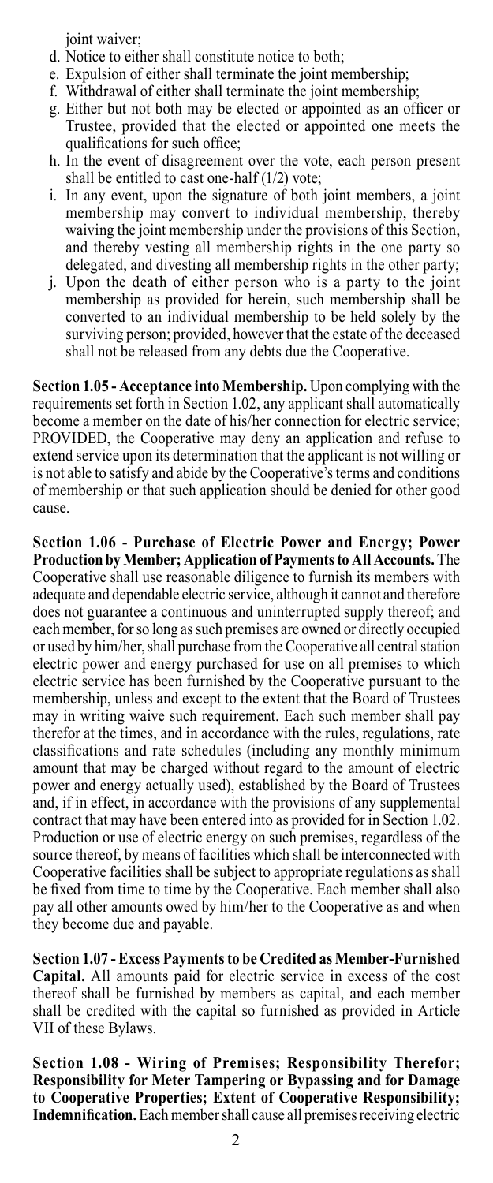joint waiver;

d. Notice to either shall constitute notice to both;
e. Expulsion of either shall terminate the joint membership;
f. Withdrawal of either shall terminate the joint membership;
g. Either but not both may be elected or appointed as an officer or Trustee, provided that the elected or appointed one meets the qualifications for such office;
h. In the event of disagreement over the vote, each person present shall be entitled to cast one-half (1/2) vote;
i. In any event, upon the signature of both joint members, a joint membership may convert to individual membership, thereby waiving the joint membership under the provisions of this Section, and thereby vesting all membership rights in the one party so delegated, and divesting all membership rights in the other party;
j. Upon the death of either person who is a party to the joint membership as provided for herein, such membership shall be converted to an individual membership to be held solely by the surviving person; provided, however that the estate of the deceased shall not be released from any debts due the Cooperative.

**Section 1.05 - Acceptance into Membership.** Upon complying with the requirements set forth in Section 1.02, any applicant shall automatically become a member on the date of his/her connection for electric service; PROVIDED, the Cooperative may deny an application and refuse to extend service upon its determination that the applicant is not willing or is not able to satisfy and abide by the Cooperative's terms and conditions of membership or that such application should be denied for other good cause.

**Section 1.06 - Purchase of Electric Power and Energy; Power Production by Member; Application of Payments to All Accounts.** The Cooperative shall use reasonable diligence to furnish its members with adequate and dependable electric service, although it cannot and therefore does not guarantee a continuous and uninterrupted supply thereof; and each member, for so long as such premises are owned or directly occupied or used by him/her, shall purchase from the Cooperative all central station electric power and energy purchased for use on all premises to which electric service has been furnished by the Cooperative pursuant to the membership, unless and except to the extent that the Board of Trustees may in writing waive such requirement. Each such member shall pay therefor at the times, and in accordance with the rules, regulations, rate classifications and rate schedules (including any monthly minimum amount that may be charged without regard to the amount of electric power and energy actually used), established by the Board of Trustees and, if in effect, in accordance with the provisions of any supplemental contract that may have been entered into as provided for in Section 1.02. Production or use of electric energy on such premises, regardless of the source thereof, by means of facilities which shall be interconnected with Cooperative facilities shall be subject to appropriate regulations as shall be fixed from time to time by the Cooperative. Each member shall also pay all other amounts owed by him/her to the Cooperative as and when they become due and payable.

**Section 1.07 - Excess Payments to be Credited as Member-Furnished Capital.** All amounts paid for electric service in excess of the cost thereof shall be furnished by members as capital, and each member shall be credited with the capital so furnished as provided in Article VII of these Bylaws.

**Section 1.08 - Wiring of Premises; Responsibility Therefor; Responsibility for Meter Tampering or Bypassing and for Damage to Cooperative Properties; Extent of Cooperative Responsibility; Indemnification.** Each member shall cause all premises receiving electric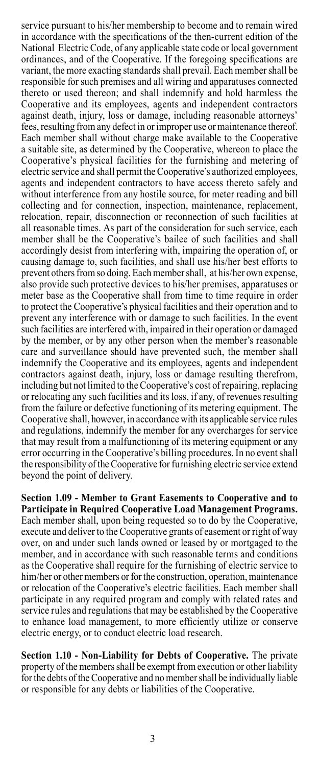service pursuant to his/her membership to become and to remain wired in accordance with the specifications of the then-current edition of the National Electric Code, of any applicable state code or local government ordinances, and of the Cooperative. If the foregoing specifications are variant, the more exacting standards shall prevail. Each member shall be responsible for such premises and all wiring and apparatuses connected thereto or used thereon; and shall indemnify and hold harmless the Cooperative and its employees, agents and independent contractors against death, injury, loss or damage, including reasonable attorneys' fees, resulting from any defect in or improper use or maintenance thereof. Each member shall without charge make available to the Cooperative a suitable site, as determined by the Cooperative, whereon to place the Cooperative's physical facilities for the furnishing and metering of electric service and shall permit the Cooperative's authorized employees, agents and independent contractors to have access thereto safely and without interference from any hostile source, for meter reading and bill collecting and for connection, inspection, maintenance, replacement, relocation, repair, disconnection or reconnection of such facilities at all reasonable times. As part of the consideration for such service, each member shall be the Cooperative's bailee of such facilities and shall accordingly desist from interfering with, impairing the operation of, or causing damage to, such facilities, and shall use his/her best efforts to prevent others from so doing. Each member shall, at his/her own expense, also provide such protective devices to his/her premises, apparatuses or meter base as the Cooperative shall from time to time require in order to protect the Cooperative's physical facilities and their operation and to prevent any interference with or damage to such facilities. In the event such facilities are interfered with, impaired in their operation or damaged by the member, or by any other person when the member's reasonable care and surveillance should have prevented such, the member shall indemnify the Cooperative and its employees, agents and independent contractors against death, injury, loss or damage resulting therefrom, including but not limited to the Cooperative's cost of repairing, replacing or relocating any such facilities and its loss, if any, of revenues resulting from the failure or defective functioning of its metering equipment. The Cooperative shall, however, in accordance with its applicable service rules and regulations, indemnify the member for any overcharges for service that may result from a malfunctioning of its metering equipment or any error occurring in the Cooperative's billing procedures. In no event shall the responsibility of the Cooperative for furnishing electric service extend beyond the point of delivery.

**Section 1.09 - Member to Grant Easements to Cooperative and to Participate in Required Cooperative Load Management Programs.** Each member shall, upon being requested so to do by the Cooperative, execute and deliver to the Cooperative grants of easement or right of way over, on and under such lands owned or leased by or mortgaged to the member, and in accordance with such reasonable terms and conditions as the Cooperative shall require for the furnishing of electric service to him/her or other members or for the construction, operation, maintenance or relocation of the Cooperative's electric facilities. Each member shall participate in any required program and comply with related rates and service rules and regulations that may be established by the Cooperative to enhance load management, to more efficiently utilize or conserve electric energy, or to conduct electric load research.

**Section 1.10 - Non-Liability for Debts of Cooperative.** The private property of the members shall be exempt from execution or other liability for the debts of the Cooperative and no member shall be individually liable or responsible for any debts or liabilities of the Cooperative.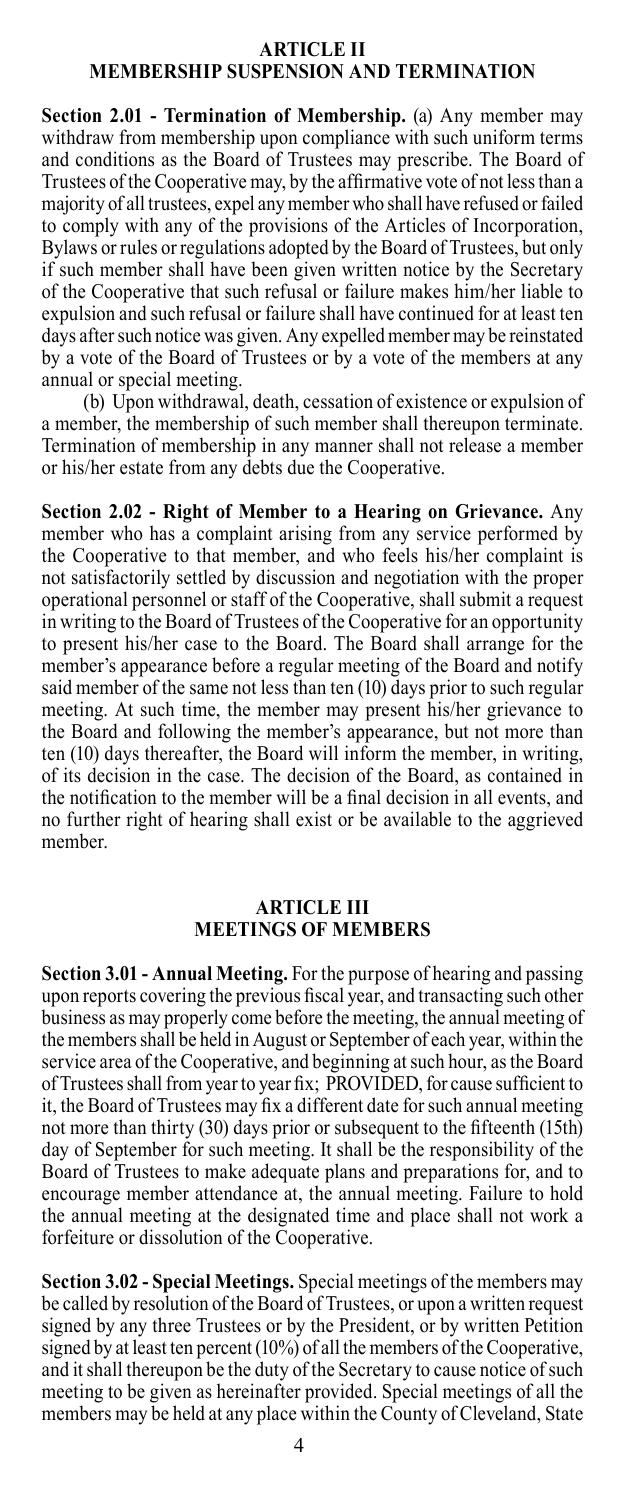## ARTICLE II
## MEMBERSHIP SUSPENSION AND TERMINATION

**Section 2.01 - Termination of Membership.** (a) Any member may withdraw from membership upon compliance with such uniform terms and conditions as the Board of Trustees may prescribe. The Board of Trustees of the Cooperative may, by the affirmative vote of not less than a majority of all trustees, expel any member who shall have refused or failed to comply with any of the provisions of the Articles of Incorporation, Bylaws or rules or regulations adopted by the Board of Trustees, but only if such member shall have been given written notice by the Secretary of the Cooperative that such refusal or failure makes him/her liable to expulsion and such refusal or failure shall have continued for at least ten days after such notice was given. Any expelled member may be reinstated by a vote of the Board of Trustees or by a vote of the members at any annual or special meeting.

(b) Upon withdrawal, death, cessation of existence or expulsion of a member, the membership of such member shall thereupon terminate. Termination of membership in any manner shall not release a member or his/her estate from any debts due the Cooperative.

**Section 2.02 - Right of Member to a Hearing on Grievance.** Any member who has a complaint arising from any service performed by the Cooperative to that member, and who feels his/her complaint is not satisfactorily settled by discussion and negotiation with the proper operational personnel or staff of the Cooperative, shall submit a request in writing to the Board of Trustees of the Cooperative for an opportunity to present his/her case to the Board. The Board shall arrange for the member's appearance before a regular meeting of the Board and notify said member of the same not less than ten (10) days prior to such regular meeting. At such time, the member may present his/her grievance to the Board and following the member's appearance, but not more than ten (10) days thereafter, the Board will inform the member, in writing, of its decision in the case. The decision of the Board, as contained in the notification to the member will be a final decision in all events, and no further right of hearing shall exist or be available to the aggrieved member.

## ARTICLE III
## MEETINGS OF MEMBERS

**Section 3.01 - Annual Meeting.** For the purpose of hearing and passing upon reports covering the previous fiscal year, and transacting such other business as may properly come before the meeting, the annual meeting of the members shall be held in August or September of each year, within the service area of the Cooperative, and beginning at such hour, as the Board of Trustees shall from year to year fix; PROVIDED, for cause sufficient to it, the Board of Trustees may fix a different date for such annual meeting not more than thirty (30) days prior or subsequent to the fifteenth (15th) day of September for such meeting. It shall be the responsibility of the Board of Trustees to make adequate plans and preparations for, and to encourage member attendance at, the annual meeting. Failure to hold the annual meeting at the designated time and place shall not work a forfeiture or dissolution of the Cooperative.

**Section 3.02 - Special Meetings.** Special meetings of the members may be called by resolution of the Board of Trustees, or upon a written request signed by any three Trustees or by the President, or by written Petition signed by at least ten percent (10%) of all the members of the Cooperative, and it shall thereupon be the duty of the Secretary to cause notice of such meeting to be given as hereinafter provided. Special meetings of all the members may be held at any place within the County of Cleveland, State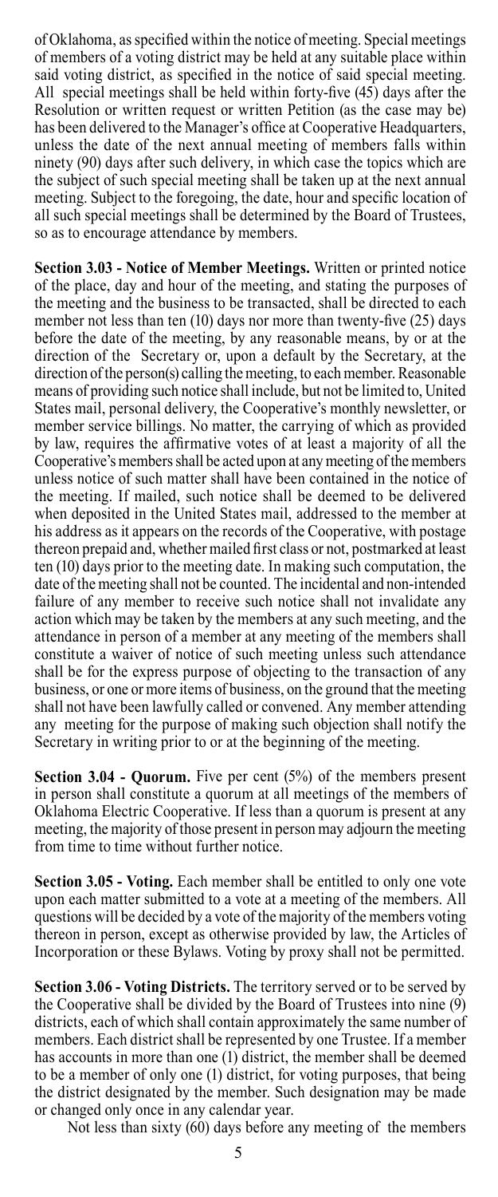of Oklahoma, as specified within the notice of meeting. Special meetings of members of a voting district may be held at any suitable place within said voting district, as specified in the notice of said special meeting. All special meetings shall be held within forty-five (45) days after the Resolution or written request or written Petition (as the case may be) has been delivered to the Manager's office at Cooperative Headquarters, unless the date of the next annual meeting of members falls within ninety (90) days after such delivery, in which case the topics which are the subject of such special meeting shall be taken up at the next annual meeting. Subject to the foregoing, the date, hour and specific location of all such special meetings shall be determined by the Board of Trustees, so as to encourage attendance by members.

**Section 3.03 - Notice of Member Meetings.** Written or printed notice of the place, day and hour of the meeting, and stating the purposes of the meeting and the business to be transacted, shall be directed to each member not less than ten (10) days nor more than twenty-five (25) days before the date of the meeting, by any reasonable means, by or at the direction of the Secretary or, upon a default by the Secretary, at the direction of the person(s) calling the meeting, to each member. Reasonable means of providing such notice shall include, but not be limited to, United States mail, personal delivery, the Cooperative's monthly newsletter, or member service billings. No matter, the carrying of which as provided by law, requires the affirmative votes of at least a majority of all the Cooperative's members shall be acted upon at any meeting of the members unless notice of such matter shall have been contained in the notice of the meeting. If mailed, such notice shall be deemed to be delivered when deposited in the United States mail, addressed to the member at his address as it appears on the records of the Cooperative, with postage thereon prepaid and, whether mailed first class or not, postmarked at least ten (10) days prior to the meeting date. In making such computation, the date of the meeting shall not be counted. The incidental and non-intended failure of any member to receive such notice shall not invalidate any action which may be taken by the members at any such meeting, and the attendance in person of a member at any meeting of the members shall constitute a waiver of notice of such meeting unless such attendance shall be for the express purpose of objecting to the transaction of any business, or one or more items of business, on the ground that the meeting shall not have been lawfully called or convened. Any member attending any meeting for the purpose of making such objection shall notify the Secretary in writing prior to or at the beginning of the meeting.

**Section 3.04 - Quorum.** Five per cent (5%) of the members present in person shall constitute a quorum at all meetings of the members of Oklahoma Electric Cooperative. If less than a quorum is present at any meeting, the majority of those present in person may adjourn the meeting from time to time without further notice.

**Section 3.05 - Voting.** Each member shall be entitled to only one vote upon each matter submitted to a vote at a meeting of the members. All questions will be decided by a vote of the majority of the members voting thereon in person, except as otherwise provided by law, the Articles of Incorporation or these Bylaws. Voting by proxy shall not be permitted.

**Section 3.06 - Voting Districts.** The territory served or to be served by the Cooperative shall be divided by the Board of Trustees into nine (9) districts, each of which shall contain approximately the same number of members. Each district shall be represented by one Trustee. If a member has accounts in more than one (1) district, the member shall be deemed to be a member of only one (1) district, for voting purposes, that being the district designated by the member. Such designation may be made or changed only once in any calendar year.

Not less than sixty (60) days before any meeting of the members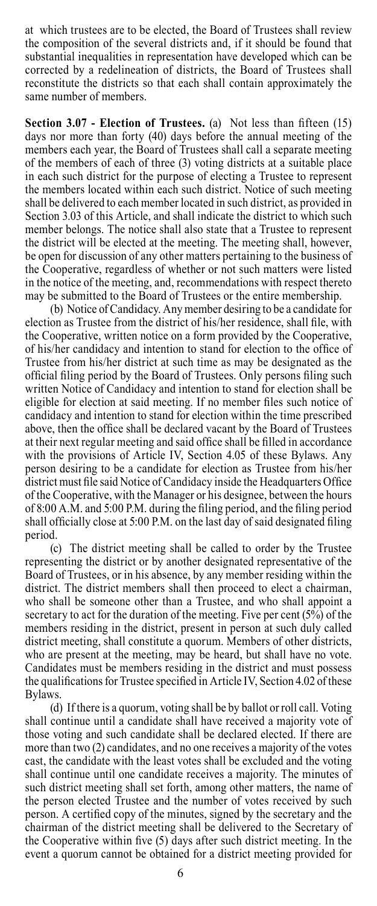at which trustees are to be elected, the Board of Trustees shall review the composition of the several districts and, if it should be found that substantial inequalities in representation have developed which can be corrected by a redelineation of districts, the Board of Trustees shall reconstitute the districts so that each shall contain approximately the same number of members.

**Section 3.07 - Election of Trustees.** (a) Not less than fifteen (15) days nor more than forty (40) days before the annual meeting of the members each year, the Board of Trustees shall call a separate meeting of the members of each of three (3) voting districts at a suitable place in each such district for the purpose of electing a Trustee to represent the members located within each such district. Notice of such meeting shall be delivered to each member located in such district, as provided in Section 3.03 of this Article, and shall indicate the district to which such member belongs. The notice shall also state that a Trustee to represent the district will be elected at the meeting. The meeting shall, however, be open for discussion of any other matters pertaining to the business of the Cooperative, regardless of whether or not such matters were listed in the notice of the meeting, and, recommendations with respect thereto may be submitted to the Board of Trustees or the entire membership.

(b) Notice of Candidacy. Any member desiring to be a candidate for election as Trustee from the district of his/her residence, shall file, with the Cooperative, written notice on a form provided by the Cooperative, of his/her candidacy and intention to stand for election to the office of Trustee from his/her district at such time as may be designated as the official filing period by the Board of Trustees. Only persons filing such written Notice of Candidacy and intention to stand for election shall be eligible for election at said meeting. If no member files such notice of candidacy and intention to stand for election within the time prescribed above, then the office shall be declared vacant by the Board of Trustees at their next regular meeting and said office shall be filled in accordance with the provisions of Article IV, Section 4.05 of these Bylaws. Any person desiring to be a candidate for election as Trustee from his/her district must file said Notice of Candidacy inside the Headquarters Office of the Cooperative, with the Manager or his designee, between the hours of 8:00 A.M. and 5:00 P.M. during the filing period, and the filing period shall officially close at 5:00 P.M. on the last day of said designated filing period.

(c) The district meeting shall be called to order by the Trustee representing the district or by another designated representative of the Board of Trustees, or in his absence, by any member residing within the district. The district members shall then proceed to elect a chairman, who shall be someone other than a Trustee, and who shall appoint a secretary to act for the duration of the meeting. Five per cent (5%) of the members residing in the district, present in person at such duly called district meeting, shall constitute a quorum. Members of other districts, who are present at the meeting, may be heard, but shall have no vote. Candidates must be members residing in the district and must possess the qualifications for Trustee specified in Article IV, Section 4.02 of these Bylaws.

(d) If there is a quorum, voting shall be by ballot or roll call. Voting shall continue until a candidate shall have received a majority vote of those voting and such candidate shall be declared elected. If there are more than two (2) candidates, and no one receives a majority of the votes cast, the candidate with the least votes shall be excluded and the voting shall continue until one candidate receives a majority. The minutes of such district meeting shall set forth, among other matters, the name of the person elected Trustee and the number of votes received by such person. A certified copy of the minutes, signed by the secretary and the chairman of the district meeting shall be delivered to the Secretary of the Cooperative within five (5) days after such district meeting. In the event a quorum cannot be obtained for a district meeting provided for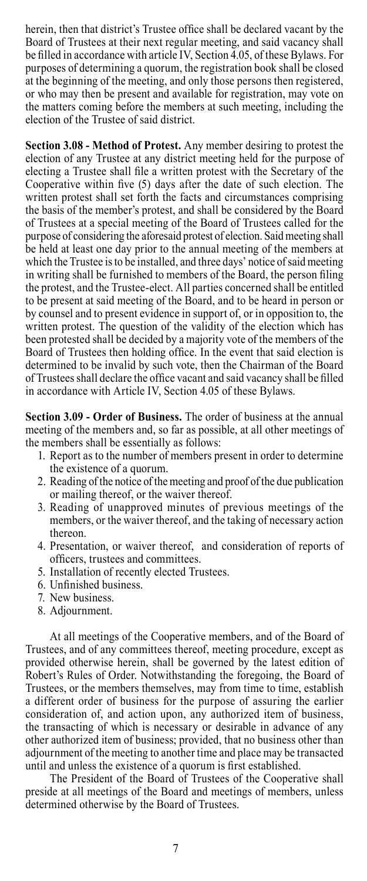herein, then that district's Trustee office shall be declared vacant by the Board of Trustees at their next regular meeting, and said vacancy shall be filled in accordance with article IV, Section 4.05, of these Bylaws. For purposes of determining a quorum, the registration book shall be closed at the beginning of the meeting, and only those persons then registered, or who may then be present and available for registration, may vote on the matters coming before the members at such meeting, including the election of the Trustee of said district.

**Section 3.08 - Method of Protest.** Any member desiring to protest the election of any Trustee at any district meeting held for the purpose of electing a Trustee shall file a written protest with the Secretary of the Cooperative within five (5) days after the date of such election. The written protest shall set forth the facts and circumstances comprising the basis of the member's protest, and shall be considered by the Board of Trustees at a special meeting of the Board of Trustees called for the purpose of considering the aforesaid protest of election. Said meeting shall be held at least one day prior to the annual meeting of the members at which the Trustee is to be installed, and three days' notice of said meeting in writing shall be furnished to members of the Board, the person filing the protest, and the Trustee-elect. All parties concerned shall be entitled to be present at said meeting of the Board, and to be heard in person or by counsel and to present evidence in support of, or in opposition to, the written protest. The question of the validity of the election which has been protested shall be decided by a majority vote of the members of the Board of Trustees then holding office. In the event that said election is determined to be invalid by such vote, then the Chairman of the Board of Trustees shall declare the office vacant and said vacancy shall be filled in accordance with Article IV, Section 4.05 of these Bylaws.

**Section 3.09 - Order of Business.** The order of business at the annual meeting of the members and, so far as possible, at all other meetings of the members shall be essentially as follows:

1. Report as to the number of members present in order to determine the existence of a quorum.
2. Reading of the notice of the meeting and proof of the due publication or mailing thereof, or the waiver thereof.
3. Reading of unapproved minutes of previous meetings of the members, or the waiver thereof, and the taking of necessary action thereon.
4. Presentation, or waiver thereof, and consideration of reports of officers, trustees and committees.
5. Installation of recently elected Trustees.
6. Unfinished business.
7. New business.
8. Adjournment.

At all meetings of the Cooperative members, and of the Board of Trustees, and of any committees thereof, meeting procedure, except as provided otherwise herein, shall be governed by the latest edition of Robert's Rules of Order. Notwithstanding the foregoing, the Board of Trustees, or the members themselves, may from time to time, establish a different order of business for the purpose of assuring the earlier consideration of, and action upon, any authorized item of business, the transacting of which is necessary or desirable in advance of any other authorized item of business; provided, that no business other than adjournment of the meeting to another time and place may be transacted until and unless the existence of a quorum is first established.

The President of the Board of Trustees of the Cooperative shall preside at all meetings of the Board and meetings of members, unless determined otherwise by the Board of Trustees.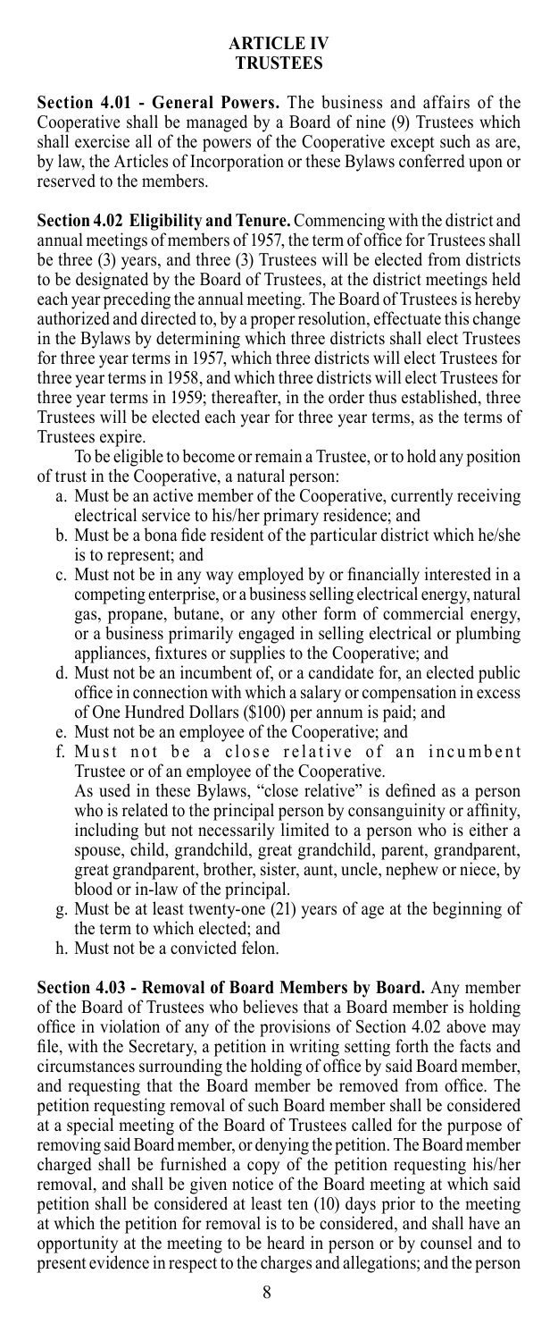## ARTICLE IV
## TRUSTEES

**Section 4.01 - General Powers.** The business and affairs of the Cooperative shall be managed by a Board of nine (9) Trustees which shall exercise all of the powers of the Cooperative except such as are, by law, the Articles of Incorporation or these Bylaws conferred upon or reserved to the members.

**Section 4.02 Eligibility and Tenure.** Commencing with the district and annual meetings of members of 1957, the term of office for Trustees shall be three (3) years, and three (3) Trustees will be elected from districts to be designated by the Board of Trustees, at the district meetings held each year preceding the annual meeting. The Board of Trustees is hereby authorized and directed to, by a proper resolution, effectuate this change in the Bylaws by determining which three districts shall elect Trustees for three year terms in 1957, which three districts will elect Trustees for three year terms in 1958, and which three districts will elect Trustees for three year terms in 1959; thereafter, in the order thus established, three Trustees will be elected each year for three year terms, as the terms of Trustees expire.

To be eligible to become or remain a Trustee, or to hold any position of trust in the Cooperative, a natural person:

a. Must be an active member of the Cooperative, currently receiving electrical service to his/her primary residence; and
b. Must be a bona fide resident of the particular district which he/she is to represent; and
c. Must not be in any way employed by or financially interested in a competing enterprise, or a business selling electrical energy, natural gas, propane, butane, or any other form of commercial energy, or a business primarily engaged in selling electrical or plumbing appliances, fixtures or supplies to the Cooperative; and
d. Must not be an incumbent of, or a candidate for, an elected public office in connection with which a salary or compensation in excess of One Hundred Dollars ($100) per annum is paid; and
e. Must not be an employee of the Cooperative; and
f. Must not be a close relative of an incumbent Trustee or of an employee of the Cooperative.
   As used in these Bylaws, "close relative" is defined as a person who is related to the principal person by consanguinity or affinity, including but not necessarily limited to a person who is either a spouse, child, grandchild, great grandchild, parent, grandparent, great grandparent, brother, sister, aunt, uncle, nephew or niece, by blood or in-law of the principal.
g. Must be at least twenty-one (21) years of age at the beginning of the term to which elected; and
h. Must not be a convicted felon.

**Section 4.03 - Removal of Board Members by Board.** Any member of the Board of Trustees who believes that a Board member is holding office in violation of any of the provisions of Section 4.02 above may file, with the Secretary, a petition in writing setting forth the facts and circumstances surrounding the holding of office by said Board member, and requesting that the Board member be removed from office. The petition requesting removal of such Board member shall be considered at a special meeting of the Board of Trustees called for the purpose of removing said Board member, or denying the petition. The Board member charged shall be furnished a copy of the petition requesting his/her removal, and shall be given notice of the Board meeting at which said petition shall be considered at least ten (10) days prior to the meeting at which the petition for removal is to be considered, and shall have an opportunity at the meeting to be heard in person or by counsel and to present evidence in respect to the charges and allegations; and the person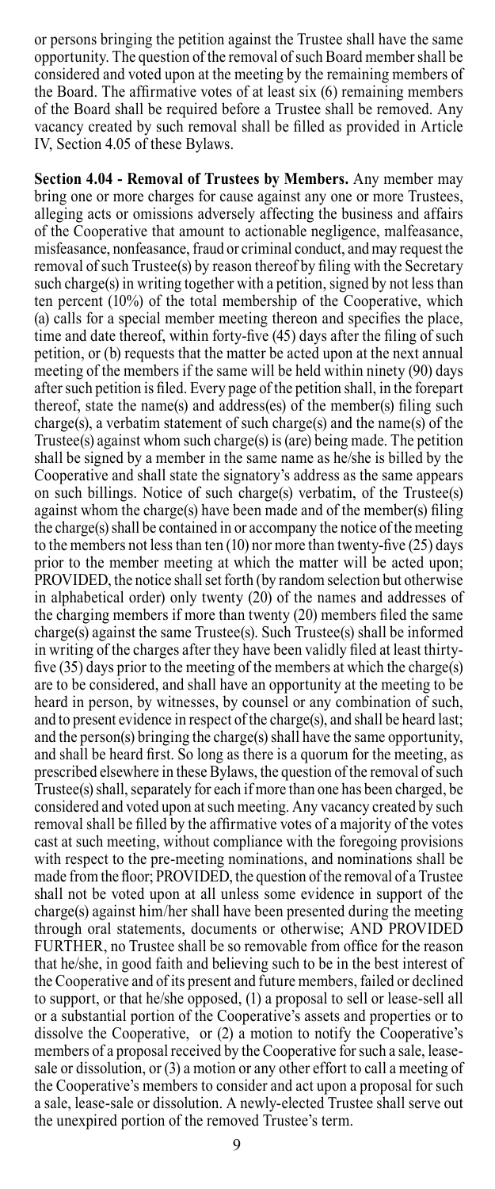or persons bringing the petition against the Trustee shall have the same opportunity. The question of the removal of such Board member shall be considered and voted upon at the meeting by the remaining members of the Board. The affirmative votes of at least six (6) remaining members of the Board shall be required before a Trustee shall be removed. Any vacancy created by such removal shall be filled as provided in Article IV, Section 4.05 of these Bylaws.

**Section 4.04 - Removal of Trustees by Members.** Any member may bring one or more charges for cause against any one or more Trustees, alleging acts or omissions adversely affecting the business and affairs of the Cooperative that amount to actionable negligence, malfeasance, misfeasance, nonfeasance, fraud or criminal conduct, and may request the removal of such Trustee(s) by reason thereof by filing with the Secretary such charge(s) in writing together with a petition, signed by not less than ten percent (10%) of the total membership of the Cooperative, which (a) calls for a special member meeting thereon and specifies the place, time and date thereof, within forty-five (45) days after the filing of such petition, or (b) requests that the matter be acted upon at the next annual meeting of the members if the same will be held within ninety (90) days after such petition is filed. Every page of the petition shall, in the forepart thereof, state the name(s) and address(es) of the member(s) filing such charge(s), a verbatim statement of such charge(s) and the name(s) of the Trustee(s) against whom such charge(s) is (are) being made. The petition shall be signed by a member in the same name as he/she is billed by the Cooperative and shall state the signatory's address as the same appears on such billings. Notice of such charge(s) verbatim, of the Trustee(s) against whom the charge(s) have been made and of the member(s) filing the charge(s) shall be contained in or accompany the notice of the meeting to the members not less than ten (10) nor more than twenty-five (25) days prior to the member meeting at which the matter will be acted upon; PROVIDED, the notice shall set forth (by random selection but otherwise in alphabetical order) only twenty (20) of the names and addresses of the charging members if more than twenty (20) members filed the same charge(s) against the same Trustee(s). Such Trustee(s) shall be informed in writing of the charges after they have been validly filed at least thirty-five (35) days prior to the meeting of the members at which the charge(s) are to be considered, and shall have an opportunity at the meeting to be heard in person, by witnesses, by counsel or any combination of such, and to present evidence in respect of the charge(s), and shall be heard last; and the person(s) bringing the charge(s) shall have the same opportunity, and shall be heard first. So long as there is a quorum for the meeting, as prescribed elsewhere in these Bylaws, the question of the removal of such Trustee(s) shall, separately for each if more than one has been charged, be considered and voted upon at such meeting. Any vacancy created by such removal shall be filled by the affirmative votes of a majority of the votes cast at such meeting, without compliance with the foregoing provisions with respect to the pre-meeting nominations, and nominations shall be made from the floor; PROVIDED, the question of the removal of a Trustee shall not be voted upon at all unless some evidence in support of the charge(s) against him/her shall have been presented during the meeting through oral statements, documents or otherwise; AND PROVIDED FURTHER, no Trustee shall be so removable from office for the reason that he/she, in good faith and believing such to be in the best interest of the Cooperative and of its present and future members, failed or declined to support, or that he/she opposed, (1) a proposal to sell or lease-sell all or a substantial portion of the Cooperative's assets and properties or to dissolve the Cooperative, or (2) a motion to notify the Cooperative's members of a proposal received by the Cooperative for such a sale, lease-sale or dissolution, or (3) a motion or any other effort to call a meeting of the Cooperative's members to consider and act upon a proposal for such a sale, lease-sale or dissolution. A newly-elected Trustee shall serve out the unexpired portion of the removed Trustee's term.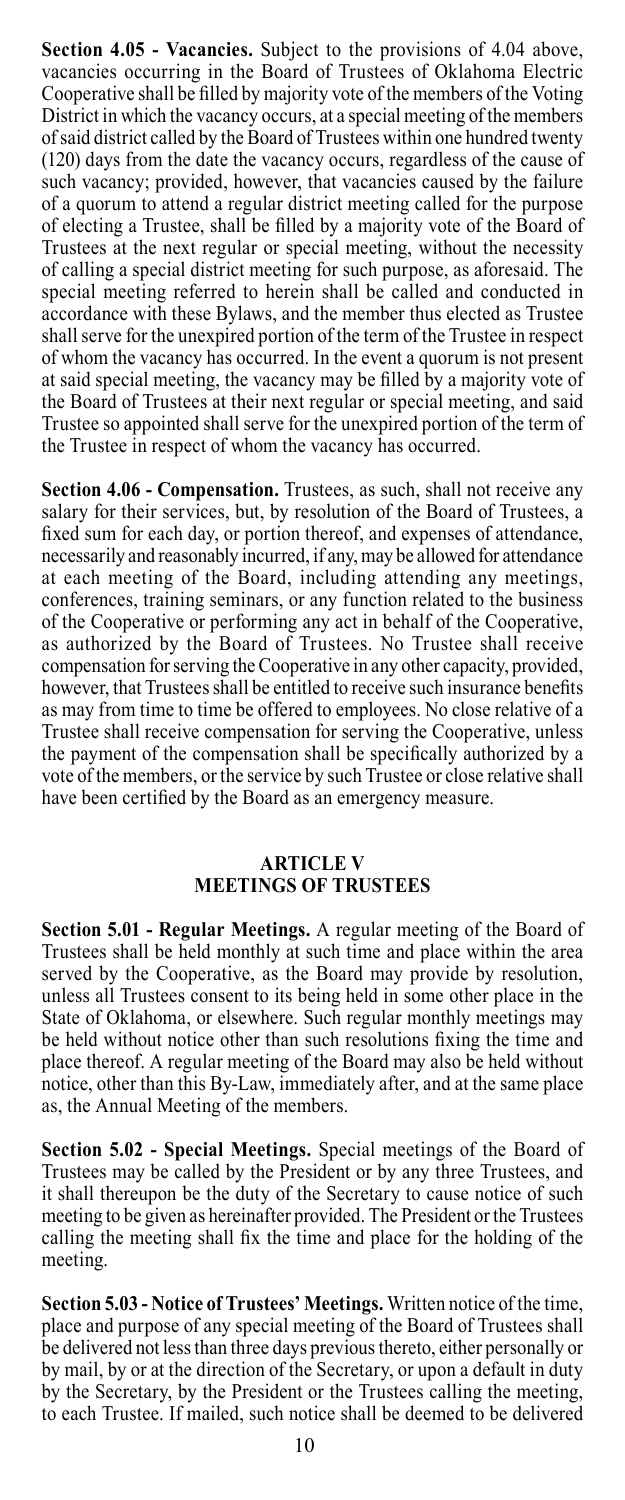**Section 4.05 - Vacancies.** Subject to the provisions of 4.04 above, vacancies occurring in the Board of Trustees of Oklahoma Electric Cooperative shall be filled by majority vote of the members of the Voting District in which the vacancy occurs, at a special meeting of the members of said district called by the Board of Trustees within one hundred twenty (120) days from the date the vacancy occurs, regardless of the cause of such vacancy; provided, however, that vacancies caused by the failure of a quorum to attend a regular district meeting called for the purpose of electing a Trustee, shall be filled by a majority vote of the Board of Trustees at the next regular or special meeting, without the necessity of calling a special district meeting for such purpose, as aforesaid. The special meeting referred to herein shall be called and conducted in accordance with these Bylaws, and the member thus elected as Trustee shall serve for the unexpired portion of the term of the Trustee in respect of whom the vacancy has occurred. In the event a quorum is not present at said special meeting, the vacancy may be filled by a majority vote of the Board of Trustees at their next regular or special meeting, and said Trustee so appointed shall serve for the unexpired portion of the term of the Trustee in respect of whom the vacancy has occurred.

**Section 4.06 - Compensation.** Trustees, as such, shall not receive any salary for their services, but, by resolution of the Board of Trustees, a fixed sum for each day, or portion thereof, and expenses of attendance, necessarily and reasonably incurred, if any, may be allowed for attendance at each meeting of the Board, including attending any meetings, conferences, training seminars, or any function related to the business of the Cooperative or performing any act in behalf of the Cooperative, as authorized by the Board of Trustees. No Trustee shall receive compensation for serving the Cooperative in any other capacity, provided, however, that Trustees shall be entitled to receive such insurance benefits as may from time to time be offered to employees. No close relative of a Trustee shall receive compensation for serving the Cooperative, unless the payment of the compensation shall be specifically authorized by a vote of the members, or the service by such Trustee or close relative shall have been certified by the Board as an emergency measure.

## ARTICLE V
## MEETINGS OF TRUSTEES

**Section 5.01 - Regular Meetings.** A regular meeting of the Board of Trustees shall be held monthly at such time and place within the area served by the Cooperative, as the Board may provide by resolution, unless all Trustees consent to its being held in some other place in the State of Oklahoma, or elsewhere. Such regular monthly meetings may be held without notice other than such resolutions fixing the time and place thereof. A regular meeting of the Board may also be held without notice, other than this By-Law, immediately after, and at the same place as, the Annual Meeting of the members.

**Section 5.02 - Special Meetings.** Special meetings of the Board of Trustees may be called by the President or by any three Trustees, and it shall thereupon be the duty of the Secretary to cause notice of such meeting to be given as hereinafter provided. The President or the Trustees calling the meeting shall fix the time and place for the holding of the meeting.

**Section 5.03 - Notice of Trustees' Meetings.** Written notice of the time, place and purpose of any special meeting of the Board of Trustees shall be delivered not less than three days previous thereto, either personally or by mail, by or at the direction of the Secretary, or upon a default in duty by the Secretary, by the President or the Trustees calling the meeting, to each Trustee. If mailed, such notice shall be deemed to be delivered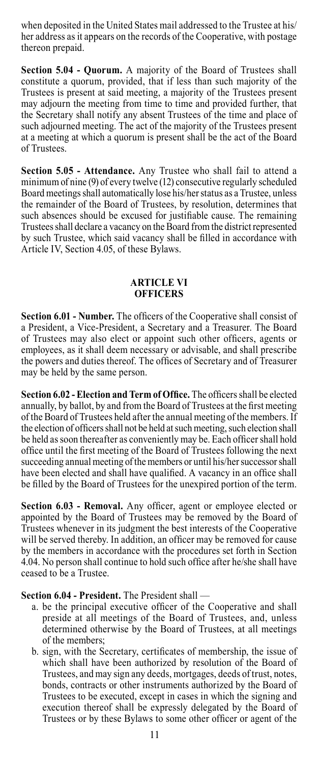when deposited in the United States mail addressed to the Trustee at his/her address as it appears on the records of the Cooperative, with postage thereon prepaid.

**Section 5.04 - Quorum.** A majority of the Board of Trustees shall constitute a quorum, provided, that if less than such majority of the Trustees is present at said meeting, a majority of the Trustees present may adjourn the meeting from time to time and provided further, that the Secretary shall notify any absent Trustees of the time and place of such adjourned meeting. The act of the majority of the Trustees present at a meeting at which a quorum is present shall be the act of the Board of Trustees.

**Section 5.05 - Attendance.** Any Trustee who shall fail to attend a minimum of nine (9) of every twelve (12) consecutive regularly scheduled Board meetings shall automatically lose his/her status as a Trustee, unless the remainder of the Board of Trustees, by resolution, determines that such absences should be excused for justifiable cause. The remaining Trustees shall declare a vacancy on the Board from the district represented by such Trustee, which said vacancy shall be filled in accordance with Article IV, Section 4.05, of these Bylaws.

## ARTICLE VI
## OFFICERS

**Section 6.01 - Number.** The officers of the Cooperative shall consist of a President, a Vice-President, a Secretary and a Treasurer. The Board of Trustees may also elect or appoint such other officers, agents or employees, as it shall deem necessary or advisable, and shall prescribe the powers and duties thereof. The offices of Secretary and of Treasurer may be held by the same person.

**Section 6.02 - Election and Term of Office.** The officers shall be elected annually, by ballot, by and from the Board of Trustees at the first meeting of the Board of Trustees held after the annual meeting of the members. If the election of officers shall not be held at such meeting, such election shall be held as soon thereafter as conveniently may be. Each officer shall hold office until the first meeting of the Board of Trustees following the next succeeding annual meeting of the members or until his/her successor shall have been elected and shall have qualified. A vacancy in an office shall be filled by the Board of Trustees for the unexpired portion of the term.

**Section 6.03 - Removal.** Any officer, agent or employee elected or appointed by the Board of Trustees may be removed by the Board of Trustees whenever in its judgment the best interests of the Cooperative will be served thereby. In addition, an officer may be removed for cause by the members in accordance with the procedures set forth in Section 4.04. No person shall continue to hold such office after he/she shall have ceased to be a Trustee.

**Section 6.04 - President.** The President shall —

a. be the principal executive officer of the Cooperative and shall preside at all meetings of the Board of Trustees, and, unless determined otherwise by the Board of Trustees, at all meetings of the members;

b. sign, with the Secretary, certificates of membership, the issue of which shall have been authorized by resolution of the Board of Trustees, and may sign any deeds, mortgages, deeds of trust, notes, bonds, contracts or other instruments authorized by the Board of Trustees to be executed, except in cases in which the signing and execution thereof shall be expressly delegated by the Board of Trustees or by these Bylaws to some other officer or agent of the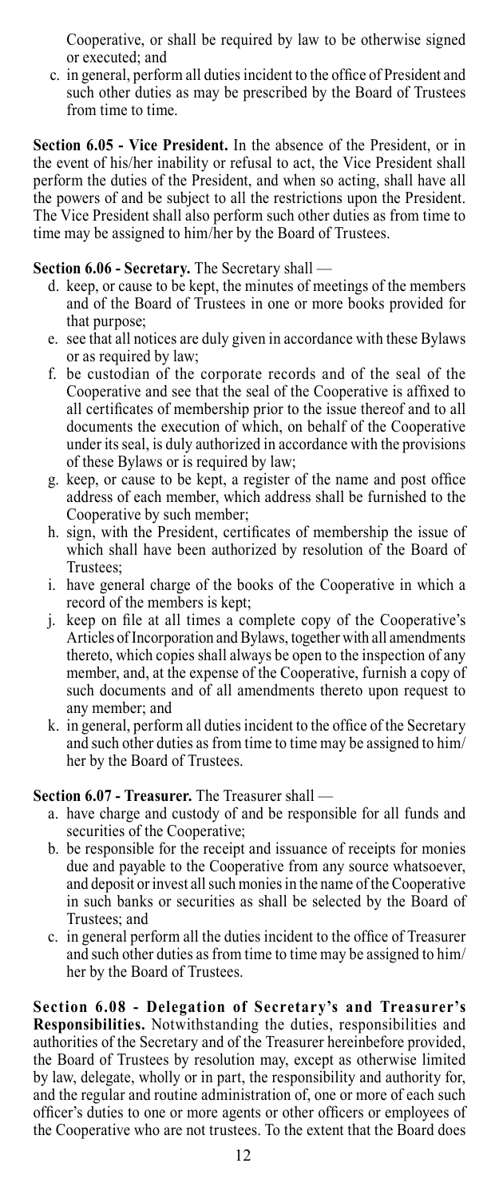Cooperative, or shall be required by law to be otherwise signed or executed; and

c. in general, perform all duties incident to the office of President and such other duties as may be prescribed by the Board of Trustees from time to time.

**Section 6.05 - Vice President.** In the absence of the President, or in the event of his/her inability or refusal to act, the Vice President shall perform the duties of the President, and when so acting, shall have all the powers of and be subject to all the restrictions upon the President. The Vice President shall also perform such other duties as from time to time may be assigned to him/her by the Board of Trustees.

**Section 6.06 - Secretary.** The Secretary shall —

d. keep, or cause to be kept, the minutes of meetings of the members and of the Board of Trustees in one or more books provided for that purpose;

e. see that all notices are duly given in accordance with these Bylaws or as required by law;

f. be custodian of the corporate records and of the seal of the Cooperative and see that the seal of the Cooperative is affixed to all certificates of membership prior to the issue thereof and to all documents the execution of which, on behalf of the Cooperative under its seal, is duly authorized in accordance with the provisions of these Bylaws or is required by law;

g. keep, or cause to be kept, a register of the name and post office address of each member, which address shall be furnished to the Cooperative by such member;

h. sign, with the President, certificates of membership the issue of which shall have been authorized by resolution of the Board of Trustees;

i. have general charge of the books of the Cooperative in which a record of the members is kept;

j. keep on file at all times a complete copy of the Cooperative's Articles of Incorporation and Bylaws, together with all amendments thereto, which copies shall always be open to the inspection of any member, and, at the expense of the Cooperative, furnish a copy of such documents and of all amendments thereto upon request to any member; and

k. in general, perform all duties incident to the office of the Secretary and such other duties as from time to time may be assigned to him/her by the Board of Trustees.

**Section 6.07 - Treasurer.** The Treasurer shall —

a. have charge and custody of and be responsible for all funds and securities of the Cooperative;

b. be responsible for the receipt and issuance of receipts for monies due and payable to the Cooperative from any source whatsoever, and deposit or invest all such monies in the name of the Cooperative in such banks or securities as shall be selected by the Board of Trustees; and

c. in general perform all the duties incident to the office of Treasurer and such other duties as from time to time may be assigned to him/her by the Board of Trustees.

**Section 6.08 - Delegation of Secretary's and Treasurer's Responsibilities.** Notwithstanding the duties, responsibilities and authorities of the Secretary and of the Treasurer hereinbefore provided, the Board of Trustees by resolution may, except as otherwise limited by law, delegate, wholly or in part, the responsibility and authority for, and the regular and routine administration of, one or more of each such officer's duties to one or more agents or other officers or employees of the Cooperative who are not trustees. To the extent that the Board does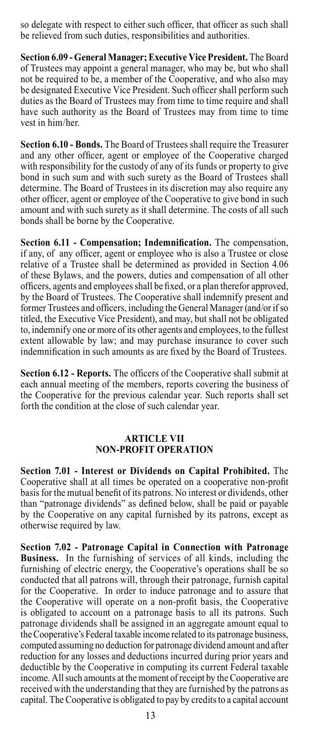so delegate with respect to either such officer, that officer as such shall be relieved from such duties, responsibilities and authorities.

**Section 6.09 - General Manager; Executive Vice President.** The Board of Trustees may appoint a general manager, who may be, but who shall not be required to be, a member of the Cooperative, and who also may be designated Executive Vice President. Such officer shall perform such duties as the Board of Trustees may from time to time require and shall have such authority as the Board of Trustees may from time to time vest in him/her.

**Section 6.10 - Bonds.** The Board of Trustees shall require the Treasurer and any other officer, agent or employee of the Cooperative charged with responsibility for the custody of any of its funds or property to give bond in such sum and with such surety as the Board of Trustees shall determine. The Board of Trustees in its discretion may also require any other officer, agent or employee of the Cooperative to give bond in such amount and with such surety as it shall determine. The costs of all such bonds shall be borne by the Cooperative.

**Section 6.11 - Compensation; Indemnification.** The compensation, if any, of any officer, agent or employee who is also a Trustee or close relative of a Trustee shall be determined as provided in Section 4.06 of these Bylaws, and the powers, duties and compensation of all other officers, agents and employees shall be fixed, or a plan therefor approved, by the Board of Trustees. The Cooperative shall indemnify present and former Trustees and officers, including the General Manager (and/or if so titled, the Executive Vice President), and may, but shall not be obligated to, indemnify one or more of its other agents and employees, to the fullest extent allowable by law; and may purchase insurance to cover such indemnification in such amounts as are fixed by the Board of Trustees.

**Section 6.12 - Reports.** The officers of the Cooperative shall submit at each annual meeting of the members, reports covering the business of the Cooperative for the previous calendar year. Such reports shall set forth the condition at the close of such calendar year.

## ARTICLE VII
## NON-PROFIT OPERATION

**Section 7.01 - Interest or Dividends on Capital Prohibited.** The Cooperative shall at all times be operated on a cooperative non-profit basis for the mutual benefit of its patrons. No interest or dividends, other than "patronage dividends" as defined below, shall be paid or payable by the Cooperative on any capital furnished by its patrons, except as otherwise required by law.

**Section 7.02 - Patronage Capital in Connection with Patronage Business.** In the furnishing of services of all kinds, including the furnishing of electric energy, the Cooperative's operations shall be so conducted that all patrons will, through their patronage, furnish capital for the Cooperative. In order to induce patronage and to assure that the Cooperative will operate on a non-profit basis, the Cooperative is obligated to account on a patronage basis to all its patrons. Such patronage dividends shall be assigned in an aggregate amount equal to the Cooperative's Federal taxable income related to its patronage business, computed assuming no deduction for patronage dividend amount and after reduction for any losses and deductions incurred during prior years and deductible by the Cooperative in computing its current Federal taxable income. All such amounts at the moment of receipt by the Cooperative are received with the understanding that they are furnished by the patrons as capital. The Cooperative is obligated to pay by credits to a capital account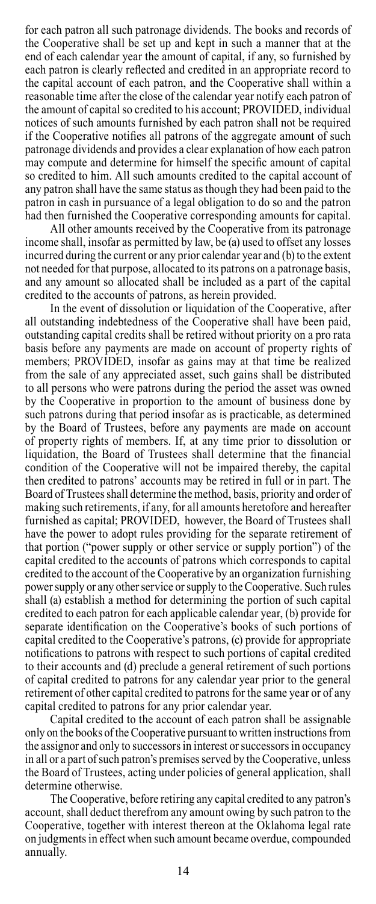for each patron all such patronage dividends. The books and records of the Cooperative shall be set up and kept in such a manner that at the end of each calendar year the amount of capital, if any, so furnished by each patron is clearly reflected and credited in an appropriate record to the capital account of each patron, and the Cooperative shall within a reasonable time after the close of the calendar year notify each patron of the amount of capital so credited to his account; PROVIDED, individual notices of such amounts furnished by each patron shall not be required if the Cooperative notifies all patrons of the aggregate amount of such patronage dividends and provides a clear explanation of how each patron may compute and determine for himself the specific amount of capital so credited to him. All such amounts credited to the capital account of any patron shall have the same status as though they had been paid to the patron in cash in pursuance of a legal obligation to do so and the patron had then furnished the Cooperative corresponding amounts for capital.

All other amounts received by the Cooperative from its patronage income shall, insofar as permitted by law, be (a) used to offset any losses incurred during the current or any prior calendar year and (b) to the extent not needed for that purpose, allocated to its patrons on a patronage basis, and any amount so allocated shall be included as a part of the capital credited to the accounts of patrons, as herein provided.

In the event of dissolution or liquidation of the Cooperative, after all outstanding indebtedness of the Cooperative shall have been paid, outstanding capital credits shall be retired without priority on a pro rata basis before any payments are made on account of property rights of members; PROVIDED, insofar as gains may at that time be realized from the sale of any appreciated asset, such gains shall be distributed to all persons who were patrons during the period the asset was owned by the Cooperative in proportion to the amount of business done by such patrons during that period insofar as is practicable, as determined by the Board of Trustees, before any payments are made on account of property rights of members. If, at any time prior to dissolution or liquidation, the Board of Trustees shall determine that the financial condition of the Cooperative will not be impaired thereby, the capital then credited to patrons' accounts may be retired in full or in part. The Board of Trustees shall determine the method, basis, priority and order of making such retirements, if any, for all amounts heretofore and hereafter furnished as capital; PROVIDED, however, the Board of Trustees shall have the power to adopt rules providing for the separate retirement of that portion ("power supply or other service or supply portion") of the capital credited to the accounts of patrons which corresponds to capital credited to the account of the Cooperative by an organization furnishing power supply or any other service or supply to the Cooperative. Such rules shall (a) establish a method for determining the portion of such capital credited to each patron for each applicable calendar year, (b) provide for separate identification on the Cooperative's books of such portions of capital credited to the Cooperative's patrons, (c) provide for appropriate notifications to patrons with respect to such portions of capital credited to their accounts and (d) preclude a general retirement of such portions of capital credited to patrons for any calendar year prior to the general retirement of other capital credited to patrons for the same year or of any capital credited to patrons for any prior calendar year.

Capital credited to the account of each patron shall be assignable only on the books of the Cooperative pursuant to written instructions from the assignor and only to successors in interest or successors in occupancy in all or a part of such patron's premises served by the Cooperative, unless the Board of Trustees, acting under policies of general application, shall determine otherwise.

The Cooperative, before retiring any capital credited to any patron's account, shall deduct therefrom any amount owing by such patron to the Cooperative, together with interest thereon at the Oklahoma legal rate on judgments in effect when such amount became overdue, compounded annually.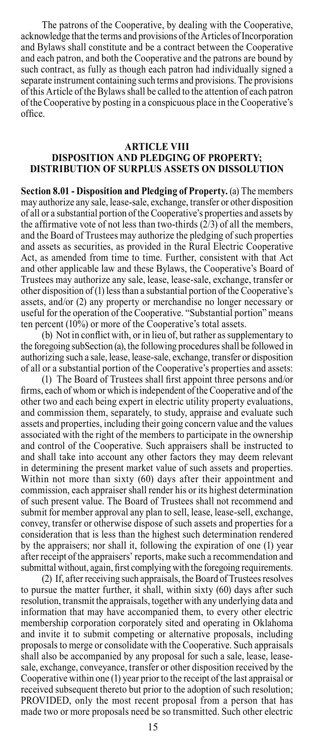The patrons of the Cooperative, by dealing with the Cooperative, acknowledge that the terms and provisions of the Articles of Incorporation and Bylaws shall constitute and be a contract between the Cooperative and each patron, and both the Cooperative and the patrons are bound by such contract, as fully as though each patron had individually signed a separate instrument containing such terms and provisions. The provisions of this Article of the Bylaws shall be called to the attention of each patron of the Cooperative by posting in a conspicuous place in the Cooperative's office.

## ARTICLE VIII
## DISPOSITION AND PLEDGING OF PROPERTY; DISTRIBUTION OF SURPLUS ASSETS ON DISSOLUTION

**Section 8.01 - Disposition and Pledging of Property.** (a) The members may authorize any sale, lease-sale, exchange, transfer or other disposition of all or a substantial portion of the Cooperative's properties and assets by the affirmative vote of not less than two-thirds (2/3) of all the members, and the Board of Trustees may authorize the pledging of such properties and assets as securities, as provided in the Rural Electric Cooperative Act, as amended from time to time. Further, consistent with that Act and other applicable law and these Bylaws, the Cooperative's Board of Trustees may authorize any sale, lease, lease-sale, exchange, transfer or other disposition of (1) less than a substantial portion of the Cooperative's assets, and/or (2) any property or merchandise no longer necessary or useful for the operation of the Cooperative. "Substantial portion" means ten percent (10%) or more of the Cooperative's total assets.

(b) Not in conflict with, or in lieu of, but rather as supplementary to the foregoing subSection (a), the following procedures shall be followed in authorizing such a sale, lease, lease-sale, exchange, transfer or disposition of all or a substantial portion of the Cooperative's properties and assets:

(1) The Board of Trustees shall first appoint three persons and/or firms, each of whom or which is independent of the Cooperative and of the other two and each being expert in electric utility property evaluations, and commission them, separately, to study, appraise and evaluate such assets and properties, including their going concern value and the values associated with the right of the members to participate in the ownership and control of the Cooperative. Such appraisers shall be instructed to and shall take into account any other factors they may deem relevant in determining the present market value of such assets and properties. Within not more than sixty (60) days after their appointment and commission, each appraiser shall render his or its highest determination of such present value. The Board of Trustees shall not recommend and submit for member approval any plan to sell, lease, lease-sell, exchange, convey, transfer or otherwise dispose of such assets and properties for a consideration that is less than the highest such determination rendered by the appraisers; nor shall it, following the expiration of one (1) year after receipt of the appraisers' reports, make such a recommendation and submittal without, again, first complying with the foregoing requirements.

(2) If, after receiving such appraisals, the Board of Trustees resolves to pursue the matter further, it shall, within sixty (60) days after such resolution, transmit the appraisals, together with any underlying data and information that may have accompanied them, to every other electric membership corporation corporately sited and operating in Oklahoma and invite it to submit competing or alternative proposals, including proposals to merge or consolidate with the Cooperative. Such appraisals shall also be accompanied by any proposal for such a sale, lease, lease-sale, exchange, conveyance, transfer or other disposition received by the Cooperative within one (1) year prior to the receipt of the last appraisal or received subsequent thereto but prior to the adoption of such resolution; PROVIDED, only the most recent proposal from a person that has made two or more proposals need be so transmitted. Such other electric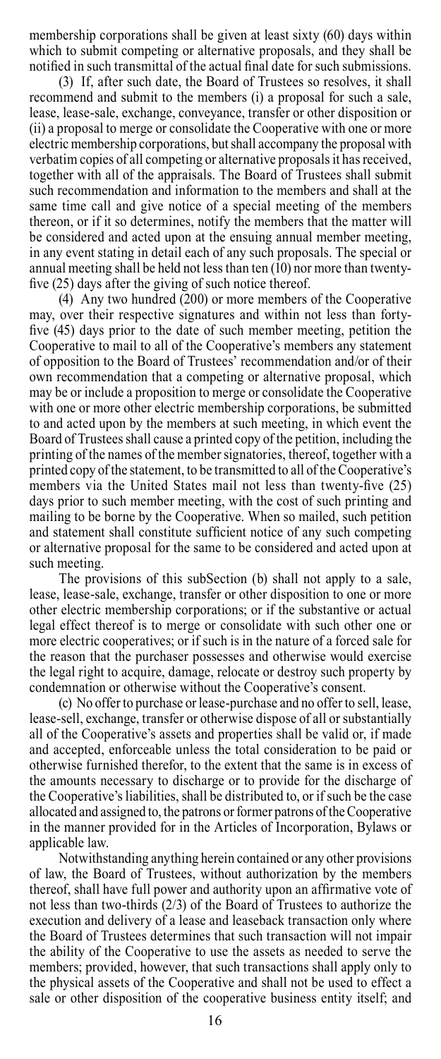membership corporations shall be given at least sixty (60) days within which to submit competing or alternative proposals, and they shall be notified in such transmittal of the actual final date for such submissions.

(3) If, after such date, the Board of Trustees so resolves, it shall recommend and submit to the members (i) a proposal for such a sale, lease, lease-sale, exchange, conveyance, transfer or other disposition or (ii) a proposal to merge or consolidate the Cooperative with one or more electric membership corporations, but shall accompany the proposal with verbatim copies of all competing or alternative proposals it has received, together with all of the appraisals. The Board of Trustees shall submit such recommendation and information to the members and shall at the same time call and give notice of a special meeting of the members thereon, or if it so determines, notify the members that the matter will be considered and acted upon at the ensuing annual member meeting, in any event stating in detail each of any such proposals. The special or annual meeting shall be held not less than ten (10) nor more than twenty-five (25) days after the giving of such notice thereof.

(4) Any two hundred (200) or more members of the Cooperative may, over their respective signatures and within not less than forty-five (45) days prior to the date of such member meeting, petition the Cooperative to mail to all of the Cooperative's members any statement of opposition to the Board of Trustees' recommendation and/or of their own recommendation that a competing or alternative proposal, which may be or include a proposition to merge or consolidate the Cooperative with one or more other electric membership corporations, be submitted to and acted upon by the members at such meeting, in which event the Board of Trustees shall cause a printed copy of the petition, including the printing of the names of the member signatories, thereof, together with a printed copy of the statement, to be transmitted to all of the Cooperative's members via the United States mail not less than twenty-five (25) days prior to such member meeting, with the cost of such printing and mailing to be borne by the Cooperative. When so mailed, such petition and statement shall constitute sufficient notice of any such competing or alternative proposal for the same to be considered and acted upon at such meeting.

The provisions of this subSection (b) shall not apply to a sale, lease, lease-sale, exchange, transfer or other disposition to one or more other electric membership corporations; or if the substantive or actual legal effect thereof is to merge or consolidate with such other one or more electric cooperatives; or if such is in the nature of a forced sale for the reason that the purchaser possesses and otherwise would exercise the legal right to acquire, damage, relocate or destroy such property by condemnation or otherwise without the Cooperative's consent.

(c) No offer to purchase or lease-purchase and no offer to sell, lease, lease-sell, exchange, transfer or otherwise dispose of all or substantially all of the Cooperative's assets and properties shall be valid or, if made and accepted, enforceable unless the total consideration to be paid or otherwise furnished therefor, to the extent that the same is in excess of the amounts necessary to discharge or to provide for the discharge of the Cooperative's liabilities, shall be distributed to, or if such be the case allocated and assigned to, the patrons or former patrons of the Cooperative in the manner provided for in the Articles of Incorporation, Bylaws or applicable law.

Notwithstanding anything herein contained or any other provisions of law, the Board of Trustees, without authorization by the members thereof, shall have full power and authority upon an affirmative vote of not less than two-thirds (2/3) of the Board of Trustees to authorize the execution and delivery of a lease and leaseback transaction only where the Board of Trustees determines that such transaction will not impair the ability of the Cooperative to use the assets as needed to serve the members; provided, however, that such transactions shall apply only to the physical assets of the Cooperative and shall not be used to effect a sale or other disposition of the cooperative business entity itself; and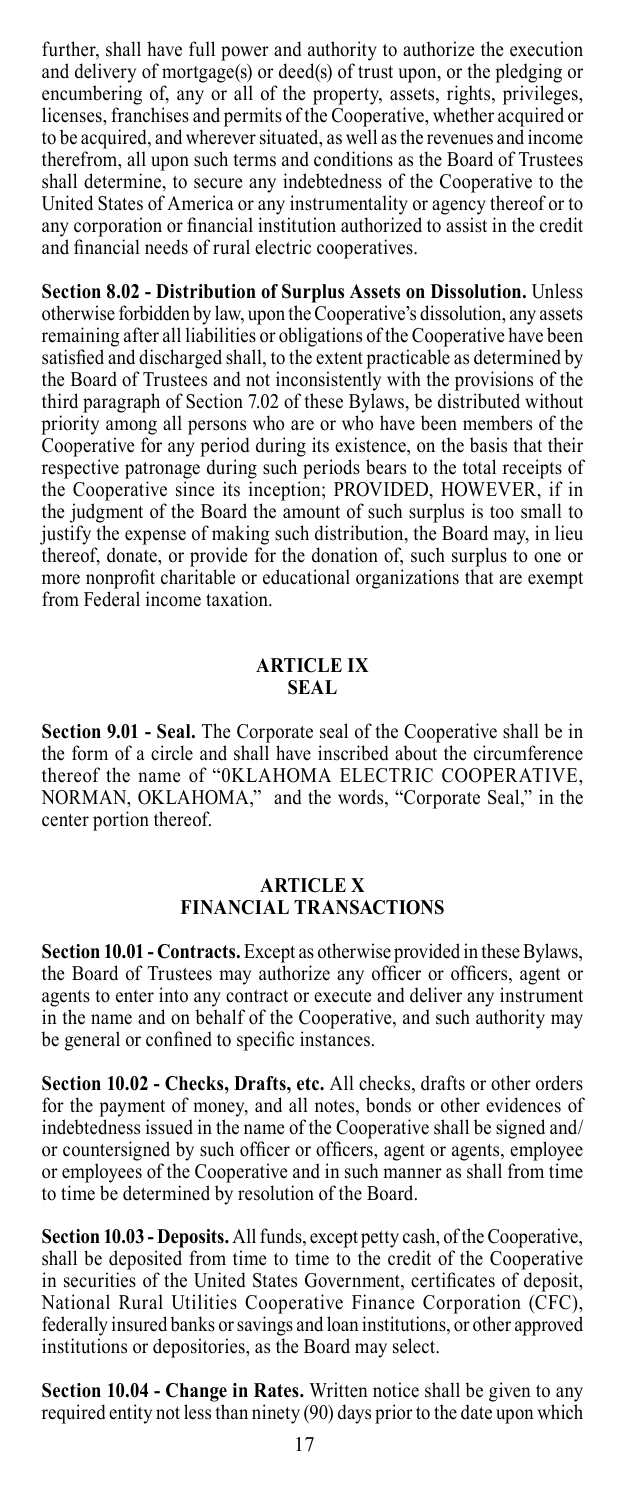further, shall have full power and authority to authorize the execution and delivery of mortgage(s) or deed(s) of trust upon, or the pledging or encumbering of, any or all of the property, assets, rights, privileges, licenses, franchises and permits of the Cooperative, whether acquired or to be acquired, and wherever situated, as well as the revenues and income therefrom, all upon such terms and conditions as the Board of Trustees shall determine, to secure any indebtedness of the Cooperative to the United States of America or any instrumentality or agency thereof or to any corporation or financial institution authorized to assist in the credit and financial needs of rural electric cooperatives.

**Section 8.02 - Distribution of Surplus Assets on Dissolution.** Unless otherwise forbidden by law, upon the Cooperative's dissolution, any assets remaining after all liabilities or obligations of the Cooperative have been satisfied and discharged shall, to the extent practicable as determined by the Board of Trustees and not inconsistently with the provisions of the third paragraph of Section 7.02 of these Bylaws, be distributed without priority among all persons who are or who have been members of the Cooperative for any period during its existence, on the basis that their respective patronage during such periods bears to the total receipts of the Cooperative since its inception; PROVIDED, HOWEVER, if in the judgment of the Board the amount of such surplus is too small to justify the expense of making such distribution, the Board may, in lieu thereof, donate, or provide for the donation of, such surplus to one or more nonprofit charitable or educational organizations that are exempt from Federal income taxation.

## ARTICLE IX
## SEAL

**Section 9.01 - Seal.** The Corporate seal of the Cooperative shall be in the form of a circle and shall have inscribed about the circumference thereof the name of "0KLAHOMA ELECTRIC COOPERATIVE, NORMAN, OKLAHOMA," and the words, "Corporate Seal," in the center portion thereof.

## ARTICLE X
## FINANCIAL TRANSACTIONS

**Section 10.01 - Contracts.** Except as otherwise provided in these Bylaws, the Board of Trustees may authorize any officer or officers, agent or agents to enter into any contract or execute and deliver any instrument in the name and on behalf of the Cooperative, and such authority may be general or confined to specific instances.

**Section 10.02 - Checks, Drafts, etc.** All checks, drafts or other orders for the payment of money, and all notes, bonds or other evidences of indebtedness issued in the name of the Cooperative shall be signed and/or countersigned by such officer or officers, agent or agents, employee or employees of the Cooperative and in such manner as shall from time to time be determined by resolution of the Board.

**Section 10.03 - Deposits.** All funds, except petty cash, of the Cooperative, shall be deposited from time to time to the credit of the Cooperative in securities of the United States Government, certificates of deposit, National Rural Utilities Cooperative Finance Corporation (CFC), federally insured banks or savings and loan institutions, or other approved institutions or depositories, as the Board may select.

**Section 10.04 - Change in Rates.** Written notice shall be given to any required entity not less than ninety (90) days prior to the date upon which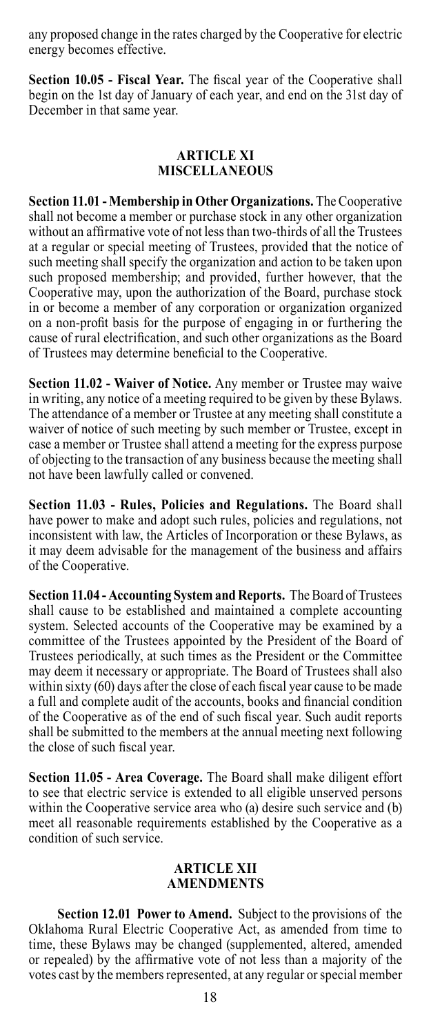any proposed change in the rates charged by the Cooperative for electric energy becomes effective.

**Section 10.05 - Fiscal Year.** The fiscal year of the Cooperative shall begin on the 1st day of January of each year, and end on the 31st day of December in that same year.

## ARTICLE XI
## MISCELLANEOUS

**Section 11.01 - Membership in Other Organizations.** The Cooperative shall not become a member or purchase stock in any other organization without an affirmative vote of not less than two-thirds of all the Trustees at a regular or special meeting of Trustees, provided that the notice of such meeting shall specify the organization and action to be taken upon such proposed membership; and provided, further however, that the Cooperative may, upon the authorization of the Board, purchase stock in or become a member of any corporation or organization organized on a non-profit basis for the purpose of engaging in or furthering the cause of rural electrification, and such other organizations as the Board of Trustees may determine beneficial to the Cooperative.

**Section 11.02 - Waiver of Notice.** Any member or Trustee may waive in writing, any notice of a meeting required to be given by these Bylaws. The attendance of a member or Trustee at any meeting shall constitute a waiver of notice of such meeting by such member or Trustee, except in case a member or Trustee shall attend a meeting for the express purpose of objecting to the transaction of any business because the meeting shall not have been lawfully called or convened.

**Section 11.03 - Rules, Policies and Regulations.** The Board shall have power to make and adopt such rules, policies and regulations, not inconsistent with law, the Articles of Incorporation or these Bylaws, as it may deem advisable for the management of the business and affairs of the Cooperative.

**Section 11.04 - Accounting System and Reports.** The Board of Trustees shall cause to be established and maintained a complete accounting system. Selected accounts of the Cooperative may be examined by a committee of the Trustees appointed by the President of the Board of Trustees periodically, at such times as the President or the Committee may deem it necessary or appropriate. The Board of Trustees shall also within sixty (60) days after the close of each fiscal year cause to be made a full and complete audit of the accounts, books and financial condition of the Cooperative as of the end of such fiscal year. Such audit reports shall be submitted to the members at the annual meeting next following the close of such fiscal year.

**Section 11.05 - Area Coverage.** The Board shall make diligent effort to see that electric service is extended to all eligible unserved persons within the Cooperative service area who (a) desire such service and (b) meet all reasonable requirements established by the Cooperative as a condition of such service.

## ARTICLE XII
## AMENDMENTS

**Section 12.01 Power to Amend.** Subject to the provisions of the Oklahoma Rural Electric Cooperative Act, as amended from time to time, these Bylaws may be changed (supplemented, altered, amended or repealed) by the affirmative vote of not less than a majority of the votes cast by the members represented, at any regular or special member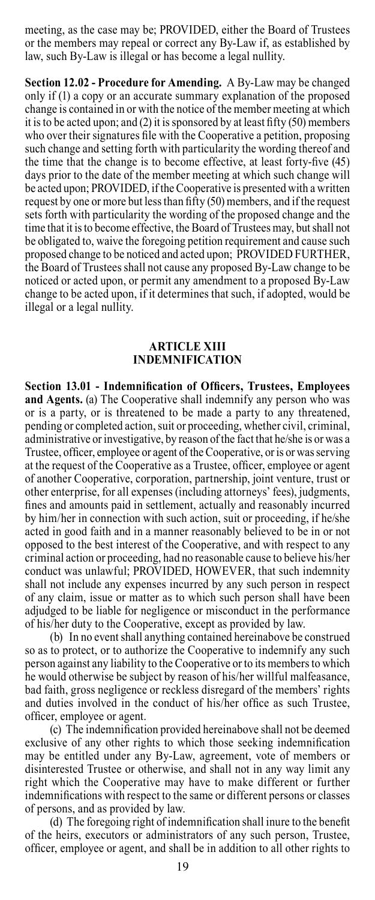meeting, as the case may be; PROVIDED, either the Board of Trustees or the members may repeal or correct any By-Law if, as established by law, such By-Law is illegal or has become a legal nullity.

**Section 12.02 - Procedure for Amending.** A By-Law may be changed only if (1) a copy or an accurate summary explanation of the proposed change is contained in or with the notice of the member meeting at which it is to be acted upon; and (2) it is sponsored by at least fifty (50) members who over their signatures file with the Cooperative a petition, proposing such change and setting forth with particularity the wording thereof and the time that the change is to become effective, at least forty-five (45) days prior to the date of the member meeting at which such change will be acted upon; PROVIDED, if the Cooperative is presented with a written request by one or more but less than fifty (50) members, and if the request sets forth with particularity the wording of the proposed change and the time that it is to become effective, the Board of Trustees may, but shall not be obligated to, waive the foregoing petition requirement and cause such proposed change to be noticed and acted upon; PROVIDED FURTHER, the Board of Trustees shall not cause any proposed By-Law change to be noticed or acted upon, or permit any amendment to a proposed By-Law change to be acted upon, if it determines that such, if adopted, would be illegal or a legal nullity.

## ARTICLE XIII
## INDEMNIFICATION

**Section 13.01 - Indemnification of Officers, Trustees, Employees and Agents.** (a) The Cooperative shall indemnify any person who was or is a party, or is threatened to be made a party to any threatened, pending or completed action, suit or proceeding, whether civil, criminal, administrative or investigative, by reason of the fact that he/she is or was a Trustee, officer, employee or agent of the Cooperative, or is or was serving at the request of the Cooperative as a Trustee, officer, employee or agent of another Cooperative, corporation, partnership, joint venture, trust or other enterprise, for all expenses (including attorneys' fees), judgments, fines and amounts paid in settlement, actually and reasonably incurred by him/her in connection with such action, suit or proceeding, if he/she acted in good faith and in a manner reasonably believed to be in or not opposed to the best interest of the Cooperative, and with respect to any criminal action or proceeding, had no reasonable cause to believe his/her conduct was unlawful; PROVIDED, HOWEVER, that such indemnity shall not include any expenses incurred by any such person in respect of any claim, issue or matter as to which such person shall have been adjudged to be liable for negligence or misconduct in the performance of his/her duty to the Cooperative, except as provided by law.

(b) In no event shall anything contained hereinabove be construed so as to protect, or to authorize the Cooperative to indemnify any such person against any liability to the Cooperative or to its members to which he would otherwise be subject by reason of his/her willful malfeasance, bad faith, gross negligence or reckless disregard of the members' rights and duties involved in the conduct of his/her office as such Trustee, officer, employee or agent.

(c) The indemnification provided hereinabove shall not be deemed exclusive of any other rights to which those seeking indemnification may be entitled under any By-Law, agreement, vote of members or disinterested Trustee or otherwise, and shall not in any way limit any right which the Cooperative may have to make different or further indemnifications with respect to the same or different persons or classes of persons, and as provided by law.

(d) The foregoing right of indemnification shall inure to the benefit of the heirs, executors or administrators of any such person, Trustee, officer, employee or agent, and shall be in addition to all other rights to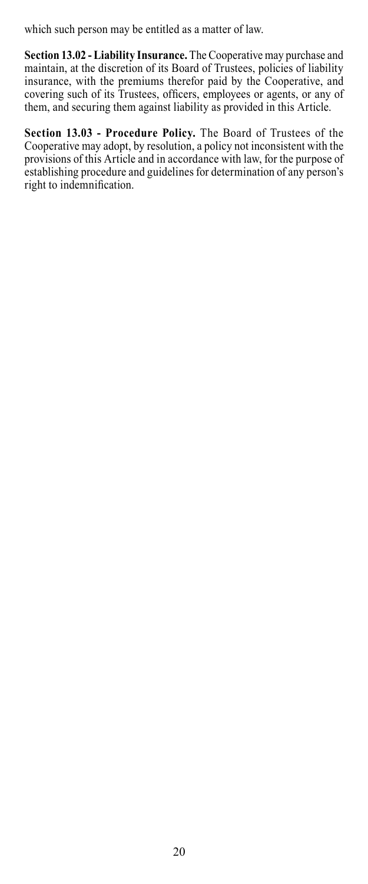which such person may be entitled as a matter of law.

**Section 13.02 - Liability Insurance.** The Cooperative may purchase and maintain, at the discretion of its Board of Trustees, policies of liability insurance, with the premiums therefor paid by the Cooperative, and covering such of its Trustees, officers, employees or agents, or any of them, and securing them against liability as provided in this Article.

**Section 13.03 - Procedure Policy.** The Board of Trustees of the Cooperative may adopt, by resolution, a policy not inconsistent with the provisions of this Article and in accordance with law, for the purpose of establishing procedure and guidelines for determination of any person's right to indemnification.